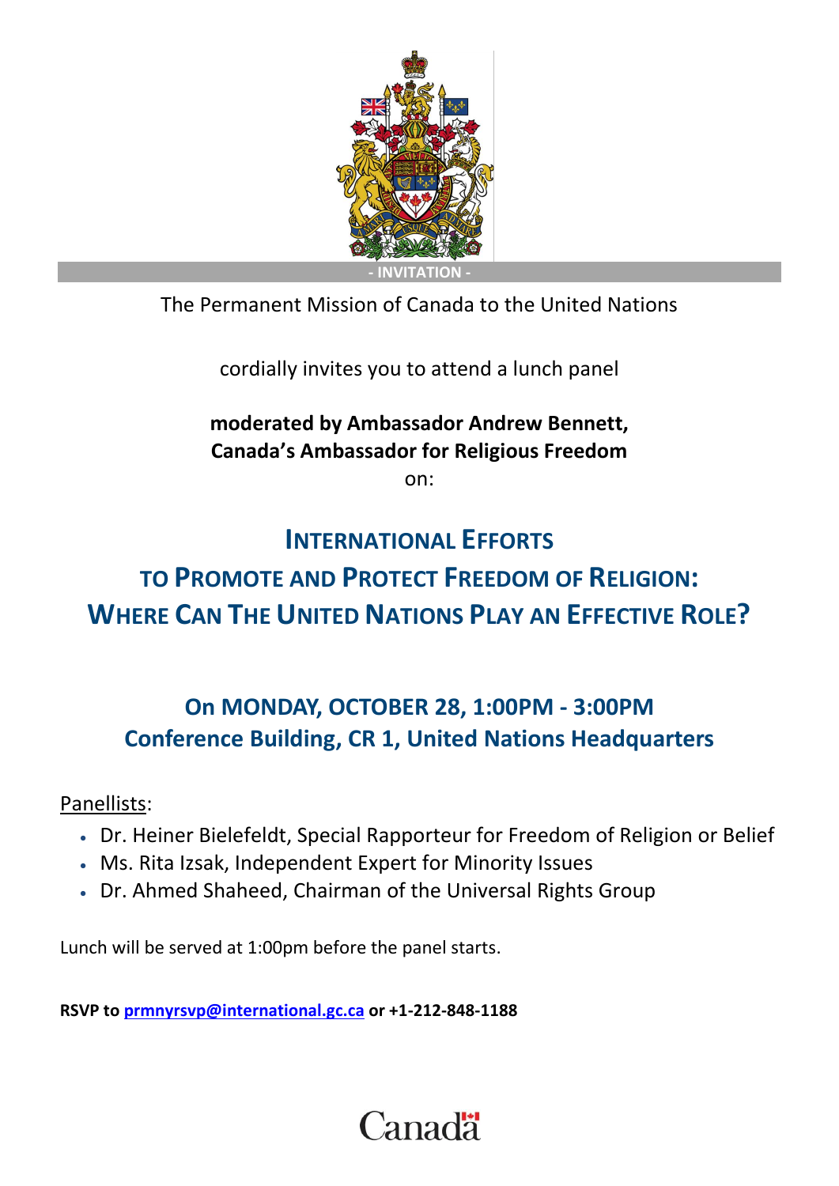- INVITATION -

The Permanent Mission of Canada to the United Nations

cordially invites you to attend a lunch panel

**moderated by Ambassador Andrew Bennett,**
**Canada's Ambassador for Religious Freedom**
on:

# INTERNATIONAL EFFORTS TO PROMOTE AND PROTECT FREEDOM OF RELIGION: WHERE CAN THE UNITED NATIONS PLAY AN EFFECTIVE ROLE?

## On MONDAY, OCTOBER 28, 1:00PM - 3:00PM
## Conference Building, CR 1, United Nations Headquarters

Panellists:

- Dr. Heiner Bielefeldt, Special Rapporteur for Freedom of Religion or Belief
- Ms. Rita Izsak, Independent Expert for Minority Issues
- Dr. Ahmed Shaheed, Chairman of the Universal Rights Group

Lunch will be served at 1:00pm before the panel starts.

**RSVP to prmnyrsvp@international.gc.ca or +1-212-848-1188**

Canada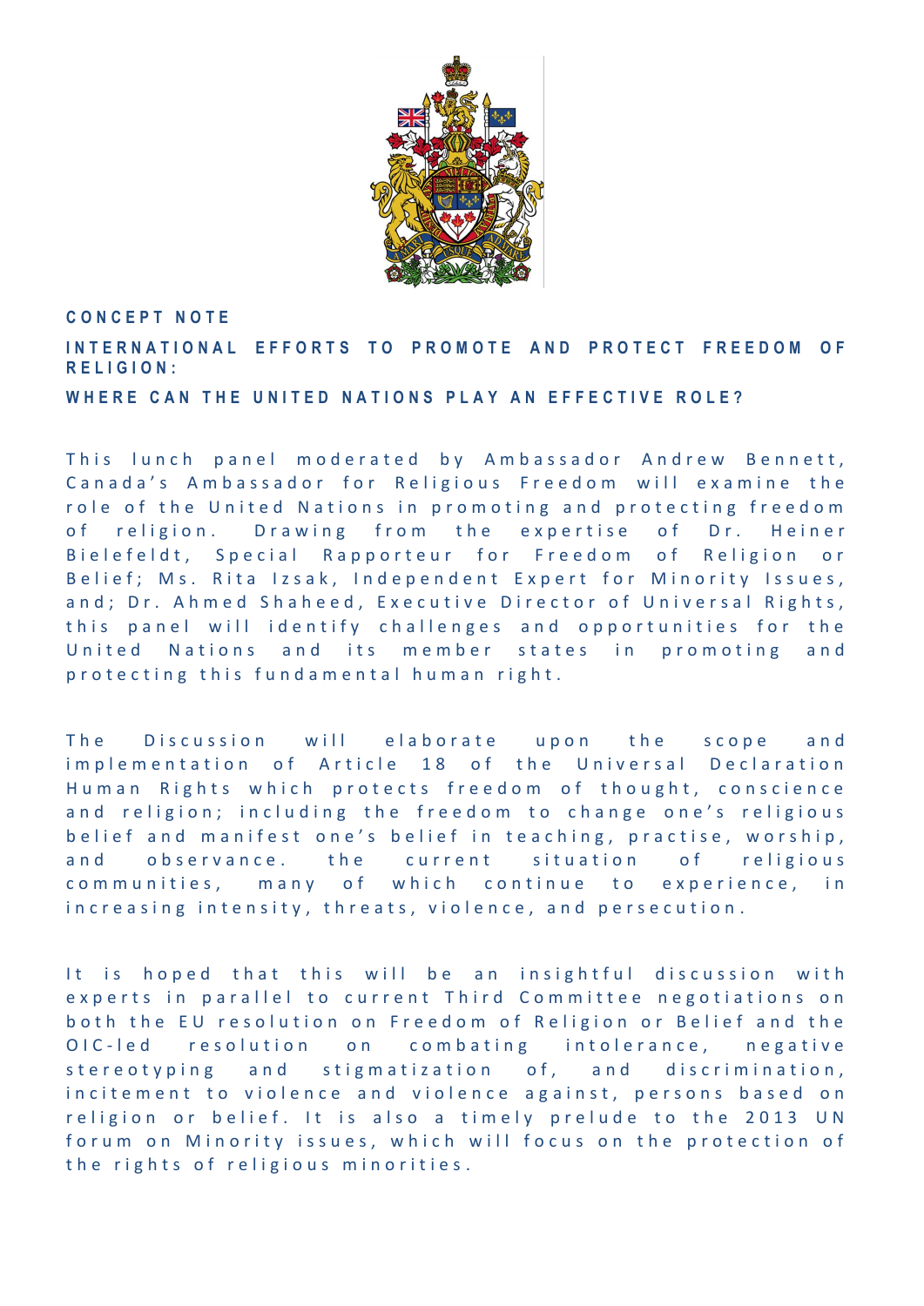## CONCEPT NOTE

# INTERNATIONAL EFFORTS TO PROMOTE AND PROTECT FREEDOM OF RELIGION:

## WHERE CAN THE UNITED NATIONS PLAY AN EFFECTIVE ROLE?

This lunch panel moderated by Ambassador Andrew Bennett, Canada's Ambassador for Religious Freedom will examine the role of the United Nations in promoting and protecting freedom of religion. Drawing from the expertise of Dr. Heiner Bielefeldt, Special Rapporteur for Freedom of Religion or Belief; Ms. Rita Izsak, Independent Expert for Minority Issues, and; Dr. Ahmed Shaheed, Executive Director of Universal Rights, this panel will identify challenges and opportunities for the United Nations and its member states in promoting and protecting this fundamental human right.

The Discussion will elaborate upon the scope and implementation of Article 18 of the Universal Declaration Human Rights which protects freedom of thought, conscience and religion; including the freedom to change one's religious belief and manifest one's belief in teaching, practise, worship, and observance. the current situation of religious communities, many of which continue to experience, in increasing intensity, threats, violence, and persecution.

It is hoped that this will be an insightful discussion with experts in parallel to current Third Committee negotiations on both the EU resolution on Freedom of Religion or Belief and the OIC-led resolution on combating intolerance, negative stereotyping and stigmatization of, and discrimination, incitement to violence and violence against, persons based on religion or belief. It is also a timely prelude to the 2013 UN forum on Minority issues, which will focus on the protection of the rights of religious minorities.